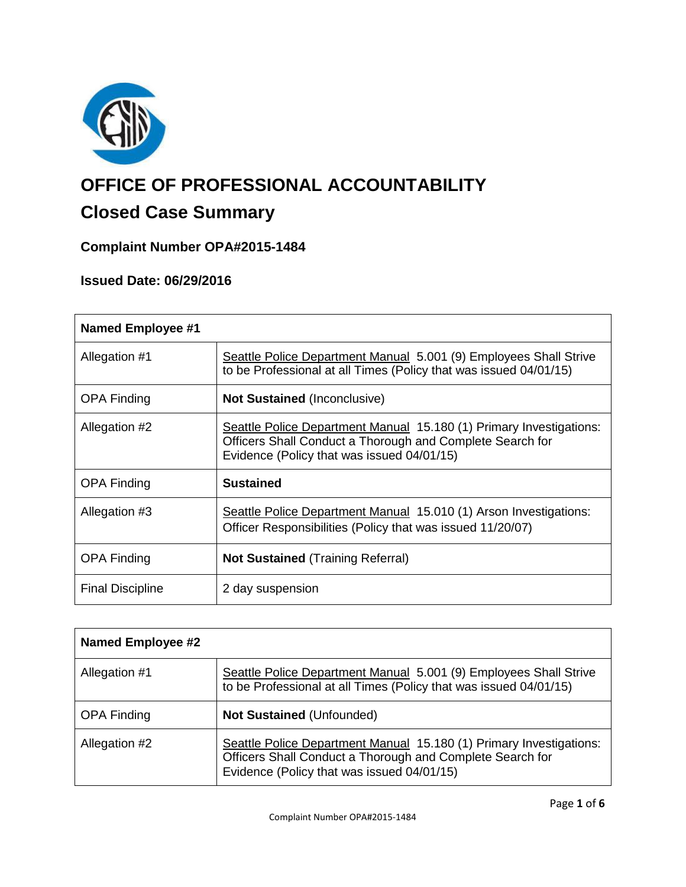# OFFICE OF PROFESSIONAL ACCOUNTABILITY

## Closed Case Summary

### Complaint Number OPA#2015-1484

### Issued Date: 06/29/2016

| **Named Employee #1** | |
|---|---|
| Allegation #1 | Seattle Police Department Manual 5.001 (9) Employees Shall Strive to be Professional at all Times (Policy that was issued 04/01/15) |
| OPA Finding | **Not Sustained** (Inconclusive) |
| Allegation #2 | Seattle Police Department Manual 15.180 (1) Primary Investigations: Officers Shall Conduct a Thorough and Complete Search for Evidence (Policy that was issued 04/01/15) |
| OPA Finding | **Sustained** |
| Allegation #3 | Seattle Police Department Manual 15.010 (1) Arson Investigations: Officer Responsibilities (Policy that was issued 11/20/07) |
| OPA Finding | **Not Sustained** (Training Referral) |
| Final Discipline | 2 day suspension |

| **Named Employee #2** | |
|---|---|
| Allegation #1 | Seattle Police Department Manual 5.001 (9) Employees Shall Strive to be Professional at all Times (Policy that was issued 04/01/15) |
| OPA Finding | **Not Sustained** (Unfounded) |
| Allegation #2 | Seattle Police Department Manual 15.180 (1) Primary Investigations: Officers Shall Conduct a Thorough and Complete Search for Evidence (Policy that was issued 04/01/15) |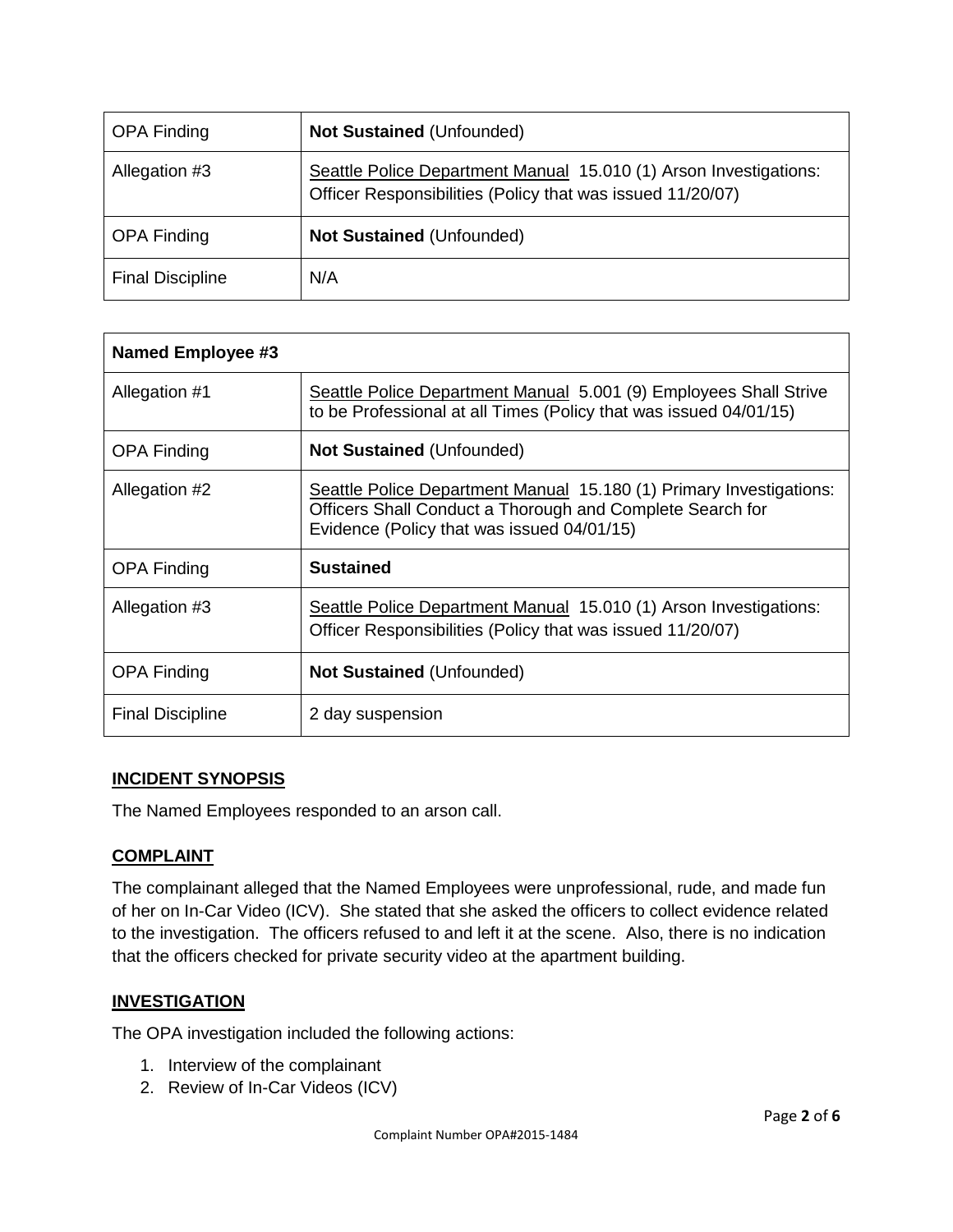| OPA Finding | **Not Sustained** (Unfounded) |
|---|---|
| Allegation #3 | Seattle Police Department Manual 15.010 (1) Arson Investigations: Officer Responsibilities (Policy that was issued 11/20/07) |
| OPA Finding | **Not Sustained** (Unfounded) |
| Final Discipline | N/A |

| **Named Employee #3** | |
|---|---|
| Allegation #1 | Seattle Police Department Manual 5.001 (9) Employees Shall Strive to be Professional at all Times (Policy that was issued 04/01/15) |
| OPA Finding | **Not Sustained** (Unfounded) |
| Allegation #2 | Seattle Police Department Manual 15.180 (1) Primary Investigations: Officers Shall Conduct a Thorough and Complete Search for Evidence (Policy that was issued 04/01/15) |
| OPA Finding | **Sustained** |
| Allegation #3 | Seattle Police Department Manual 15.010 (1) Arson Investigations: Officer Responsibilities (Policy that was issued 11/20/07) |
| OPA Finding | **Not Sustained** (Unfounded) |
| Final Discipline | 2 day suspension |

## INCIDENT SYNOPSIS

The Named Employees responded to an arson call.

## COMPLAINT

The complainant alleged that the Named Employees were unprofessional, rude, and made fun of her on In-Car Video (ICV). She stated that she asked the officers to collect evidence related to the investigation. The officers refused to and left it at the scene. Also, there is no indication that the officers checked for private security video at the apartment building.

## INVESTIGATION

The OPA investigation included the following actions:

1. Interview of the complainant
2. Review of In-Car Videos (ICV)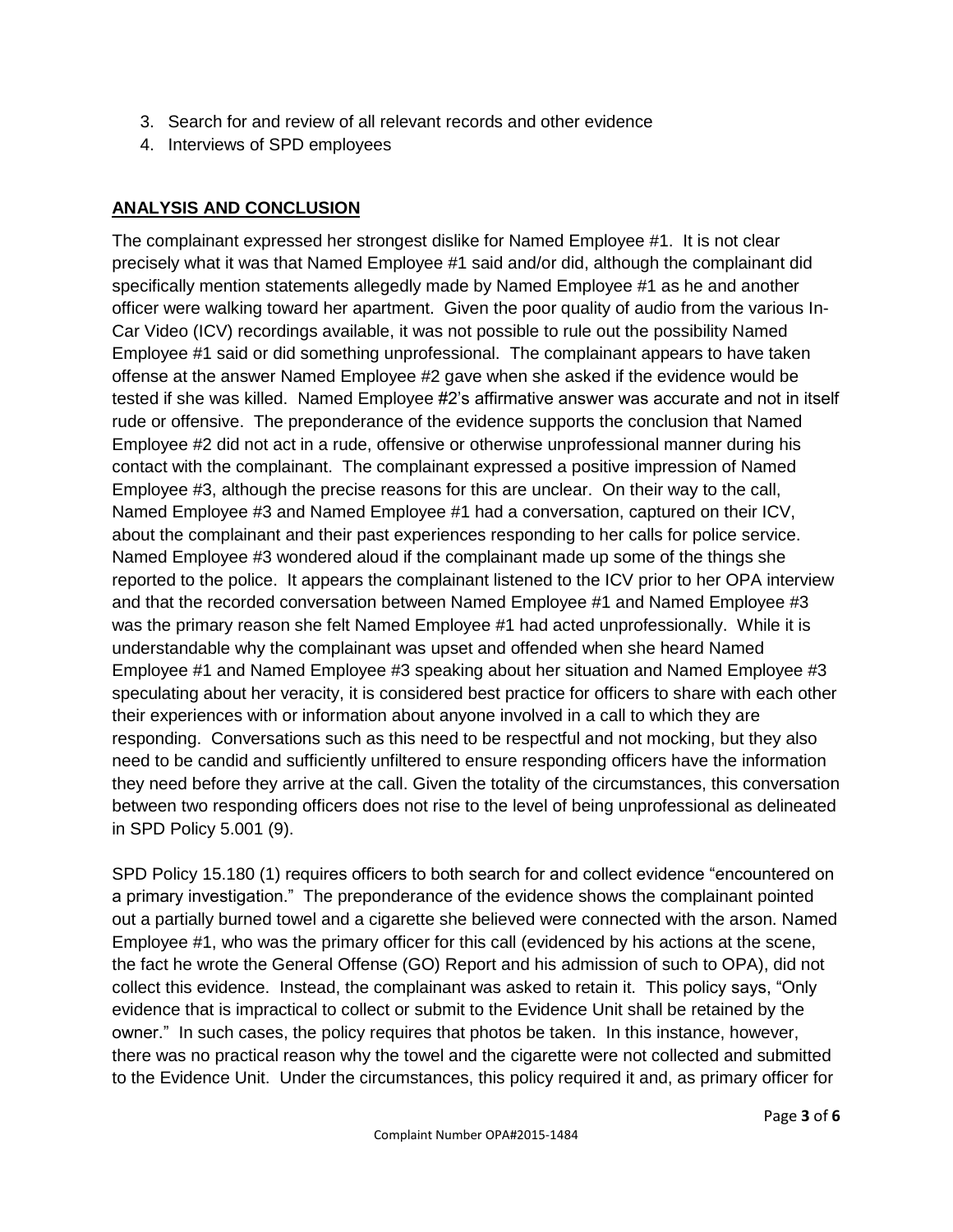3. Search for and review of all relevant records and other evidence
4. Interviews of SPD employees

## ANALYSIS AND CONCLUSION

The complainant expressed her strongest dislike for Named Employee #1. It is not clear precisely what it was that Named Employee #1 said and/or did, although the complainant did specifically mention statements allegedly made by Named Employee #1 as he and another officer were walking toward her apartment. Given the poor quality of audio from the various In-Car Video (ICV) recordings available, it was not possible to rule out the possibility Named Employee #1 said or did something unprofessional. The complainant appears to have taken offense at the answer Named Employee #2 gave when she asked if the evidence would be tested if she was killed. Named Employee #2's affirmative answer was accurate and not in itself rude or offensive. The preponderance of the evidence supports the conclusion that Named Employee #2 did not act in a rude, offensive or otherwise unprofessional manner during his contact with the complainant. The complainant expressed a positive impression of Named Employee #3, although the precise reasons for this are unclear. On their way to the call, Named Employee #3 and Named Employee #1 had a conversation, captured on their ICV, about the complainant and their past experiences responding to her calls for police service. Named Employee #3 wondered aloud if the complainant made up some of the things she reported to the police. It appears the complainant listened to the ICV prior to her OPA interview and that the recorded conversation between Named Employee #1 and Named Employee #3 was the primary reason she felt Named Employee #1 had acted unprofessionally. While it is understandable why the complainant was upset and offended when she heard Named Employee #1 and Named Employee #3 speaking about her situation and Named Employee #3 speculating about her veracity, it is considered best practice for officers to share with each other their experiences with or information about anyone involved in a call to which they are responding. Conversations such as this need to be respectful and not mocking, but they also need to be candid and sufficiently unfiltered to ensure responding officers have the information they need before they arrive at the call. Given the totality of the circumstances, this conversation between two responding officers does not rise to the level of being unprofessional as delineated in SPD Policy 5.001 (9).

SPD Policy 15.180 (1) requires officers to both search for and collect evidence "encountered on a primary investigation." The preponderance of the evidence shows the complainant pointed out a partially burned towel and a cigarette she believed were connected with the arson. Named Employee #1, who was the primary officer for this call (evidenced by his actions at the scene, the fact he wrote the General Offense (GO) Report and his admission of such to OPA), did not collect this evidence. Instead, the complainant was asked to retain it. This policy says, "Only evidence that is impractical to collect or submit to the Evidence Unit shall be retained by the owner." In such cases, the policy requires that photos be taken. In this instance, however, there was no practical reason why the towel and the cigarette were not collected and submitted to the Evidence Unit. Under the circumstances, this policy required it and, as primary officer for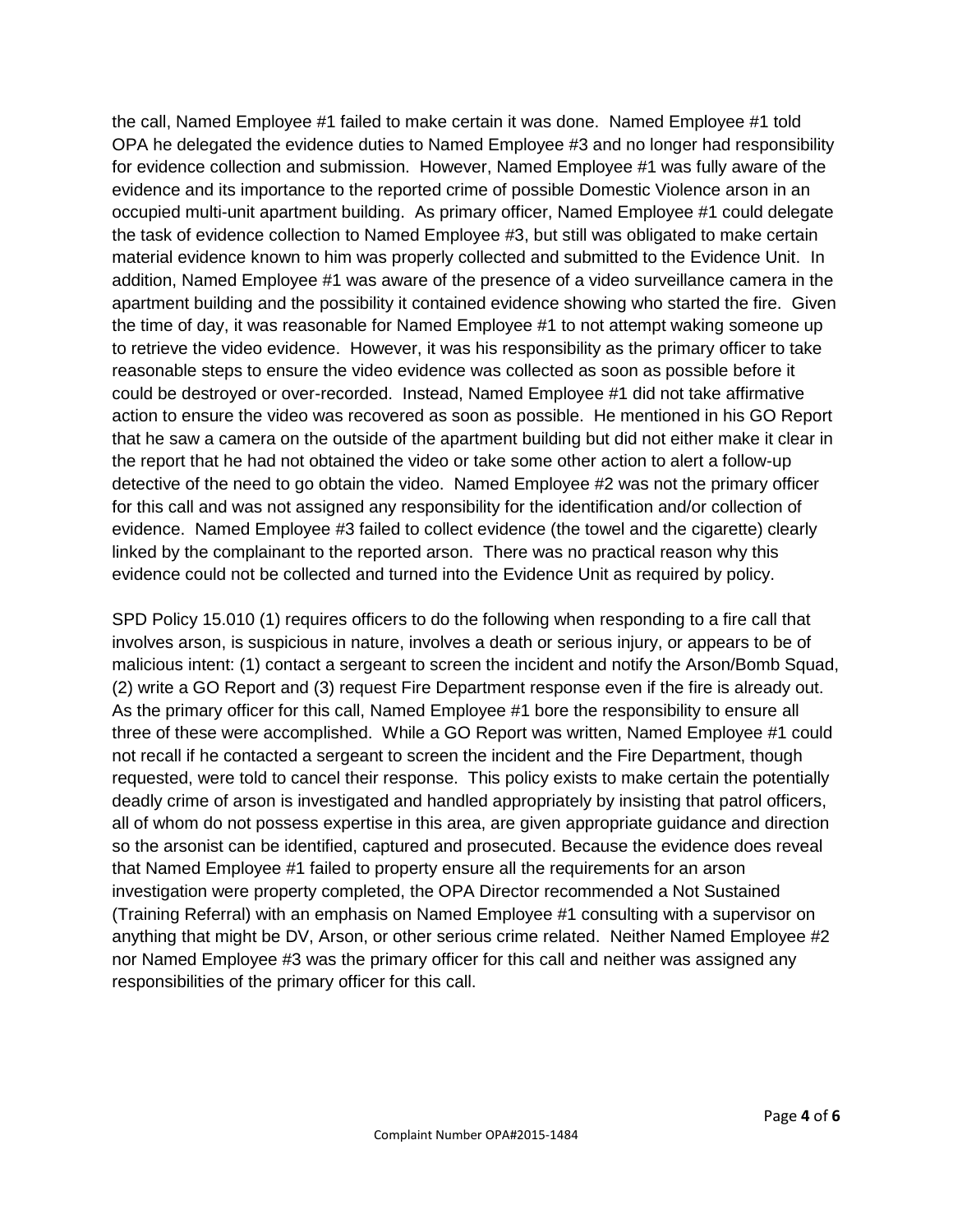the call, Named Employee #1 failed to make certain it was done. Named Employee #1 told OPA he delegated the evidence duties to Named Employee #3 and no longer had responsibility for evidence collection and submission. However, Named Employee #1 was fully aware of the evidence and its importance to the reported crime of possible Domestic Violence arson in an occupied multi-unit apartment building. As primary officer, Named Employee #1 could delegate the task of evidence collection to Named Employee #3, but still was obligated to make certain material evidence known to him was properly collected and submitted to the Evidence Unit. In addition, Named Employee #1 was aware of the presence of a video surveillance camera in the apartment building and the possibility it contained evidence showing who started the fire. Given the time of day, it was reasonable for Named Employee #1 to not attempt waking someone up to retrieve the video evidence. However, it was his responsibility as the primary officer to take reasonable steps to ensure the video evidence was collected as soon as possible before it could be destroyed or over-recorded. Instead, Named Employee #1 did not take affirmative action to ensure the video was recovered as soon as possible. He mentioned in his GO Report that he saw a camera on the outside of the apartment building but did not either make it clear in the report that he had not obtained the video or take some other action to alert a follow-up detective of the need to go obtain the video. Named Employee #2 was not the primary officer for this call and was not assigned any responsibility for the identification and/or collection of evidence. Named Employee #3 failed to collect evidence (the towel and the cigarette) clearly linked by the complainant to the reported arson. There was no practical reason why this evidence could not be collected and turned into the Evidence Unit as required by policy.

SPD Policy 15.010 (1) requires officers to do the following when responding to a fire call that involves arson, is suspicious in nature, involves a death or serious injury, or appears to be of malicious intent: (1) contact a sergeant to screen the incident and notify the Arson/Bomb Squad, (2) write a GO Report and (3) request Fire Department response even if the fire is already out. As the primary officer for this call, Named Employee #1 bore the responsibility to ensure all three of these were accomplished. While a GO Report was written, Named Employee #1 could not recall if he contacted a sergeant to screen the incident and the Fire Department, though requested, were told to cancel their response. This policy exists to make certain the potentially deadly crime of arson is investigated and handled appropriately by insisting that patrol officers, all of whom do not possess expertise in this area, are given appropriate guidance and direction so the arsonist can be identified, captured and prosecuted. Because the evidence does reveal that Named Employee #1 failed to property ensure all the requirements for an arson investigation were property completed, the OPA Director recommended a Not Sustained (Training Referral) with an emphasis on Named Employee #1 consulting with a supervisor on anything that might be DV, Arson, or other serious crime related. Neither Named Employee #2 nor Named Employee #3 was the primary officer for this call and neither was assigned any responsibilities of the primary officer for this call.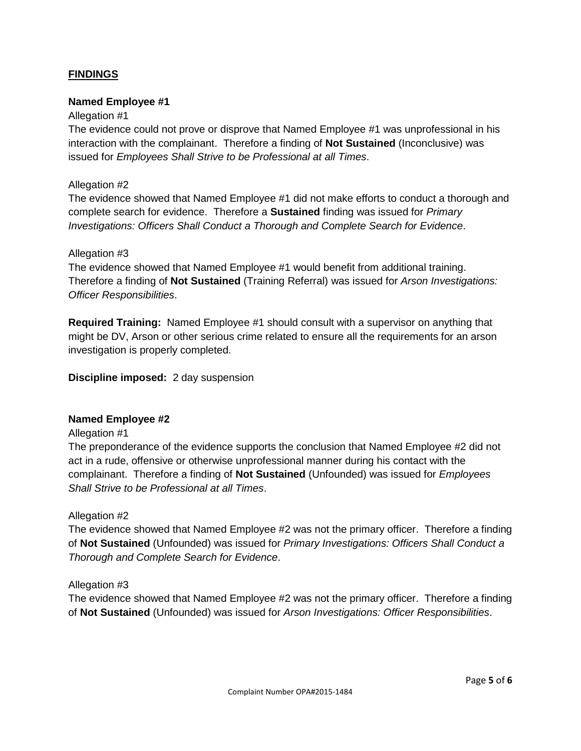## FINDINGS

### Named Employee #1

Allegation #1

The evidence could not prove or disprove that Named Employee #1 was unprofessional in his interaction with the complainant. Therefore a finding of **Not Sustained** (Inconclusive) was issued for *Employees Shall Strive to be Professional at all Times*.

Allegation #2

The evidence showed that Named Employee #1 did not make efforts to conduct a thorough and complete search for evidence. Therefore a **Sustained** finding was issued for *Primary Investigations: Officers Shall Conduct a Thorough and Complete Search for Evidence*.

Allegation #3

The evidence showed that Named Employee #1 would benefit from additional training. Therefore a finding of **Not Sustained** (Training Referral) was issued for *Arson Investigations: Officer Responsibilities*.

**Required Training:** Named Employee #1 should consult with a supervisor on anything that might be DV, Arson or other serious crime related to ensure all the requirements for an arson investigation is properly completed.

**Discipline imposed:** 2 day suspension

### Named Employee #2

Allegation #1

The preponderance of the evidence supports the conclusion that Named Employee #2 did not act in a rude, offensive or otherwise unprofessional manner during his contact with the complainant. Therefore a finding of **Not Sustained** (Unfounded) was issued for *Employees Shall Strive to be Professional at all Times*.

Allegation #2

The evidence showed that Named Employee #2 was not the primary officer. Therefore a finding of **Not Sustained** (Unfounded) was issued for *Primary Investigations: Officers Shall Conduct a Thorough and Complete Search for Evidence*.

Allegation #3

The evidence showed that Named Employee #2 was not the primary officer. Therefore a finding of **Not Sustained** (Unfounded) was issued for *Arson Investigations: Officer Responsibilities*.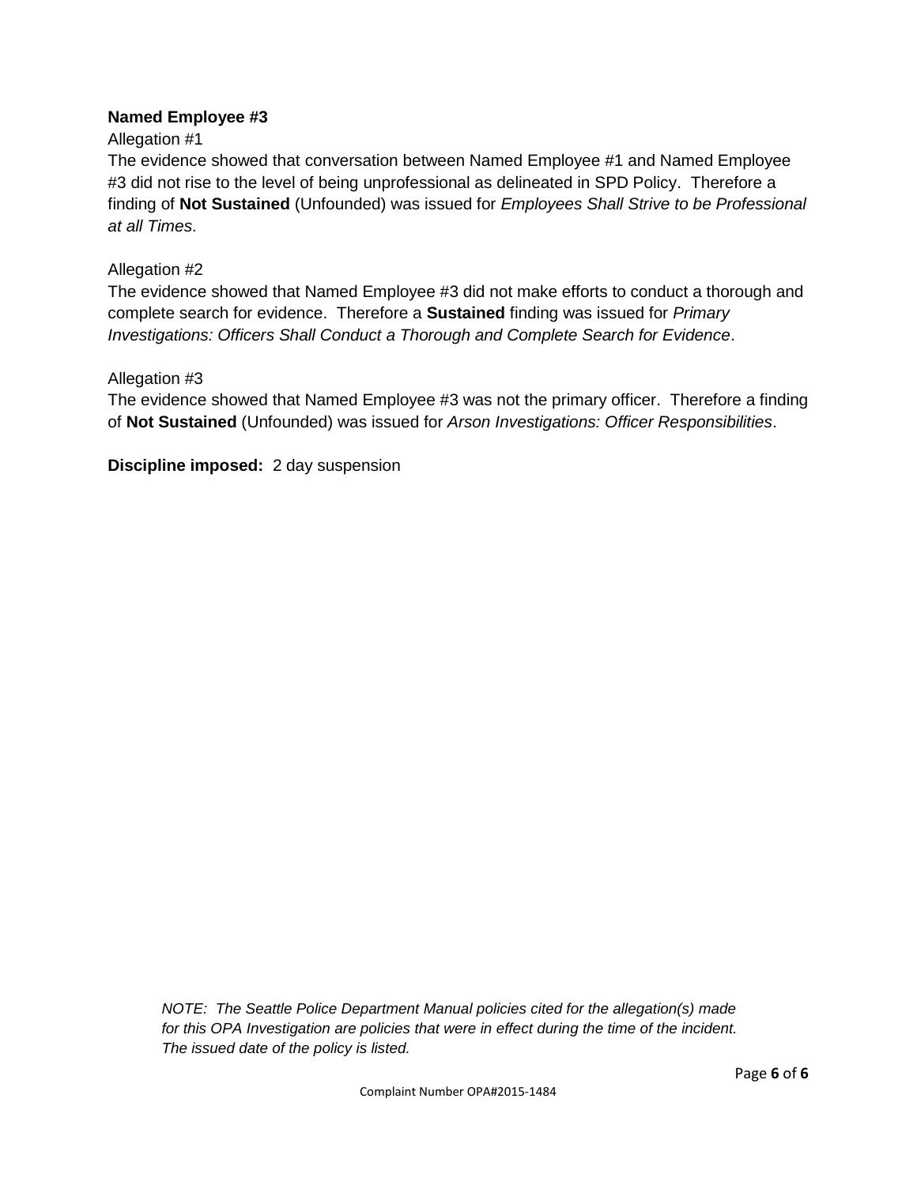**Named Employee #3**

Allegation #1

The evidence showed that conversation between Named Employee #1 and Named Employee #3 did not rise to the level of being unprofessional as delineated in SPD Policy. Therefore a finding of **Not Sustained** (Unfounded) was issued for *Employees Shall Strive to be Professional at all Times*.

Allegation #2

The evidence showed that Named Employee #3 did not make efforts to conduct a thorough and complete search for evidence. Therefore a **Sustained** finding was issued for *Primary Investigations: Officers Shall Conduct a Thorough and Complete Search for Evidence*.

Allegation #3

The evidence showed that Named Employee #3 was not the primary officer. Therefore a finding of **Not Sustained** (Unfounded) was issued for *Arson Investigations: Officer Responsibilities*.

**Discipline imposed:** 2 day suspension

*NOTE: The Seattle Police Department Manual policies cited for the allegation(s) made for this OPA Investigation are policies that were in effect during the time of the incident. The issued date of the policy is listed.*

Complaint Number OPA#2015-1484